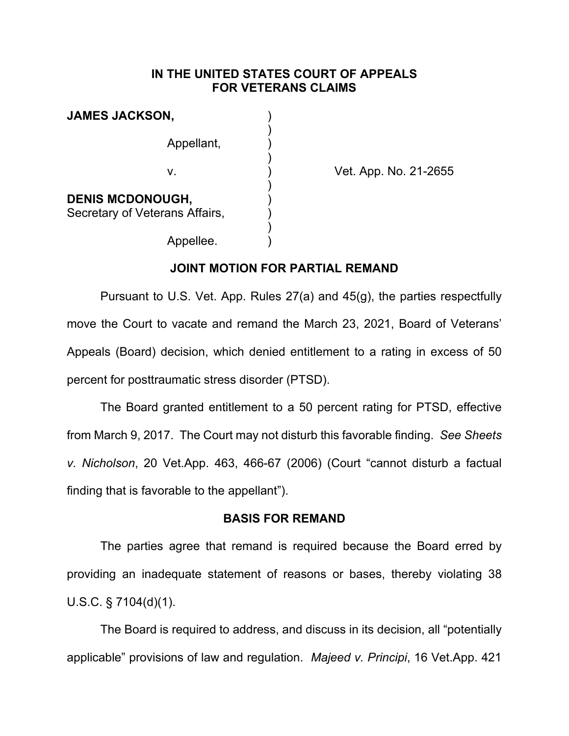**IN THE UNITED STATES COURT OF APPEALS FOR VETERANS CLAIMS**

| | | |
|---|---|---|
| **JAMES JACKSON,** Appellant, | ) | |
| v. | ) | Vet. App. No. 21-2655 |
| **DENIS MCDONOUGH,** Secretary of Veterans Affairs, Appellee. | ) | |

## JOINT MOTION FOR PARTIAL REMAND

Pursuant to U.S. Vet. App. Rules 27(a) and 45(g), the parties respectfully move the Court to vacate and remand the March 23, 2021, Board of Veterans' Appeals (Board) decision, which denied entitlement to a rating in excess of 50 percent for posttraumatic stress disorder (PTSD).

The Board granted entitlement to a 50 percent rating for PTSD, effective from March 9, 2017. The Court may not disturb this favorable finding. *See Sheets v. Nicholson*, 20 Vet.App. 463, 466-67 (2006) (Court "cannot disturb a factual finding that is favorable to the appellant").

## BASIS FOR REMAND

The parties agree that remand is required because the Board erred by providing an inadequate statement of reasons or bases, thereby violating 38 U.S.C. § 7104(d)(1).

The Board is required to address, and discuss in its decision, all "potentially applicable" provisions of law and regulation. *Majeed v. Principi*, 16 Vet.App. 421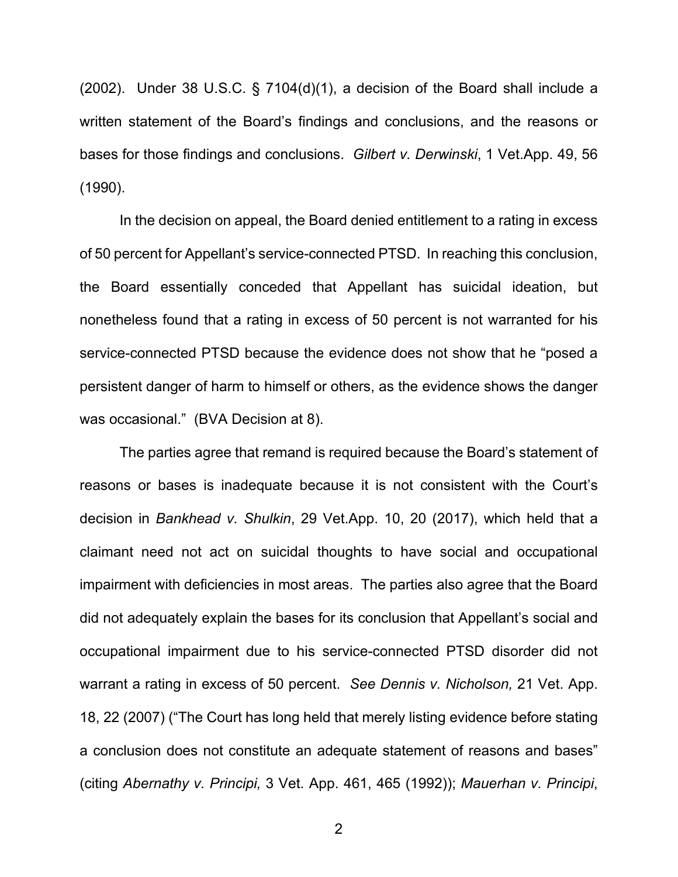(2002). Under 38 U.S.C. § 7104(d)(1), a decision of the Board shall include a written statement of the Board's findings and conclusions, and the reasons or bases for those findings and conclusions. *Gilbert v. Derwinski*, 1 Vet.App. 49, 56 (1990).

In the decision on appeal, the Board denied entitlement to a rating in excess of 50 percent for Appellant's service-connected PTSD. In reaching this conclusion, the Board essentially conceded that Appellant has suicidal ideation, but nonetheless found that a rating in excess of 50 percent is not warranted for his service-connected PTSD because the evidence does not show that he "posed a persistent danger of harm to himself or others, as the evidence shows the danger was occasional." (BVA Decision at 8).

The parties agree that remand is required because the Board's statement of reasons or bases is inadequate because it is not consistent with the Court's decision in *Bankhead v. Shulkin*, 29 Vet.App. 10, 20 (2017), which held that a claimant need not act on suicidal thoughts to have social and occupational impairment with deficiencies in most areas. The parties also agree that the Board did not adequately explain the bases for its conclusion that Appellant's social and occupational impairment due to his service-connected PTSD disorder did not warrant a rating in excess of 50 percent. *See Dennis v. Nicholson,* 21 Vet. App. 18, 22 (2007) ("The Court has long held that merely listing evidence before stating a conclusion does not constitute an adequate statement of reasons and bases" (citing *Abernathy v. Principi,* 3 Vet. App. 461, 465 (1992)); *Mauerhan v. Principi*,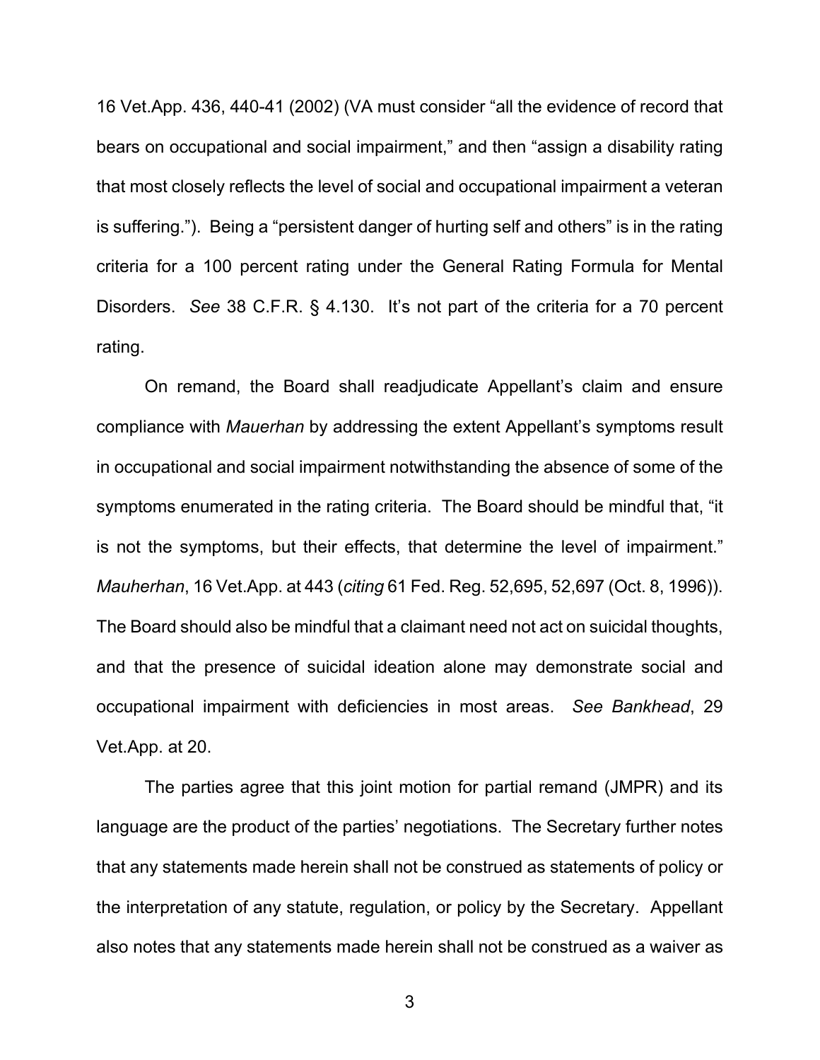16 Vet.App. 436, 440-41 (2002) (VA must consider "all the evidence of record that bears on occupational and social impairment," and then "assign a disability rating that most closely reflects the level of social and occupational impairment a veteran is suffering."). Being a "persistent danger of hurting self and others" is in the rating criteria for a 100 percent rating under the General Rating Formula for Mental Disorders. *See* 38 C.F.R. § 4.130. It's not part of the criteria for a 70 percent rating.

On remand, the Board shall readjudicate Appellant's claim and ensure compliance with *Mauerhan* by addressing the extent Appellant's symptoms result in occupational and social impairment notwithstanding the absence of some of the symptoms enumerated in the rating criteria. The Board should be mindful that, "it is not the symptoms, but their effects, that determine the level of impairment." *Mauherhan*, 16 Vet.App. at 443 (*citing* 61 Fed. Reg. 52,695, 52,697 (Oct. 8, 1996)). The Board should also be mindful that a claimant need not act on suicidal thoughts, and that the presence of suicidal ideation alone may demonstrate social and occupational impairment with deficiencies in most areas. *See Bankhead*, 29 Vet.App. at 20.

The parties agree that this joint motion for partial remand (JMPR) and its language are the product of the parties' negotiations. The Secretary further notes that any statements made herein shall not be construed as statements of policy or the interpretation of any statute, regulation, or policy by the Secretary. Appellant also notes that any statements made herein shall not be construed as a waiver as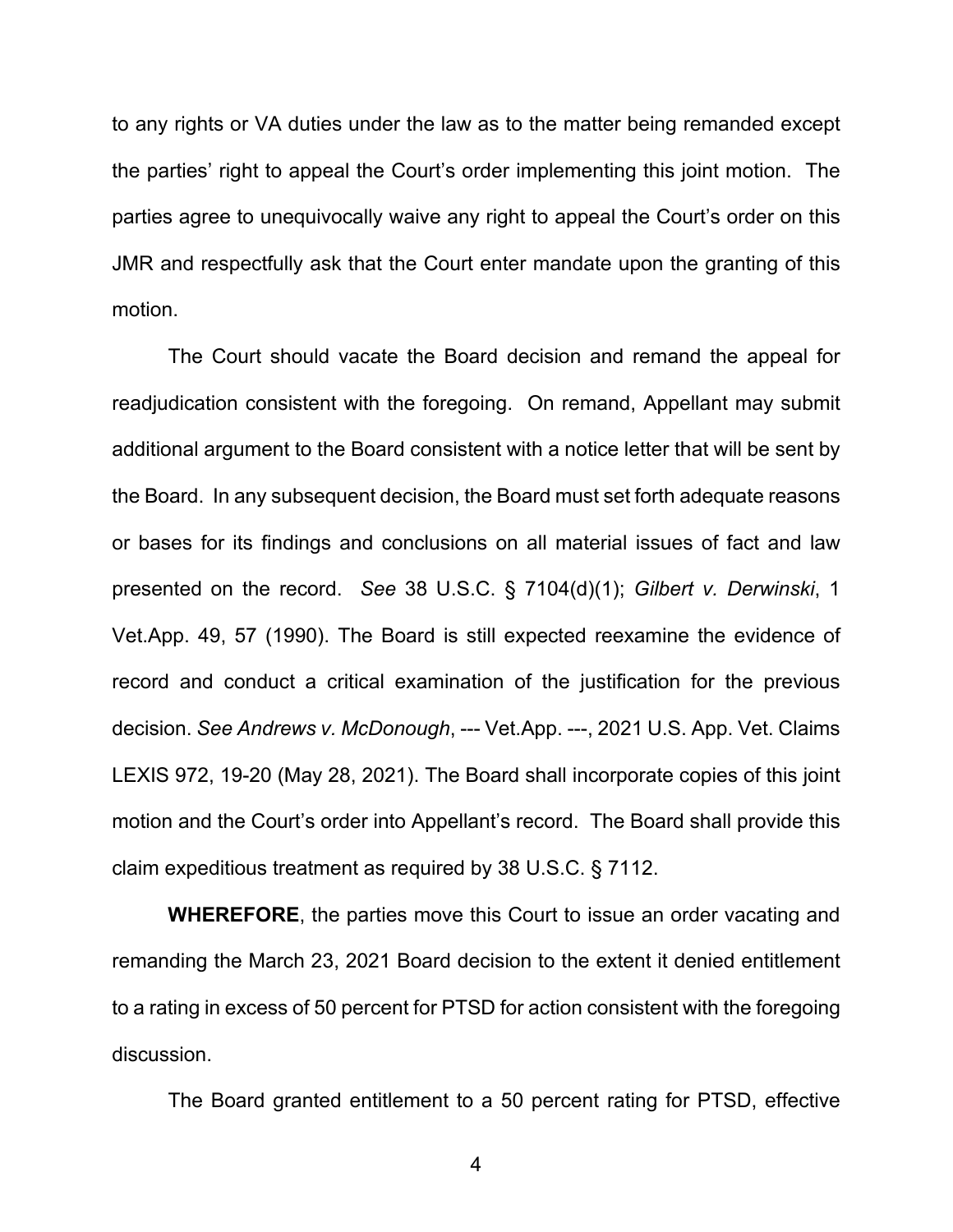to any rights or VA duties under the law as to the matter being remanded except the parties' right to appeal the Court's order implementing this joint motion. The parties agree to unequivocally waive any right to appeal the Court's order on this JMR and respectfully ask that the Court enter mandate upon the granting of this motion.

The Court should vacate the Board decision and remand the appeal for readjudication consistent with the foregoing. On remand, Appellant may submit additional argument to the Board consistent with a notice letter that will be sent by the Board. In any subsequent decision, the Board must set forth adequate reasons or bases for its findings and conclusions on all material issues of fact and law presented on the record. *See* 38 U.S.C. § 7104(d)(1); *Gilbert v. Derwinski*, 1 Vet.App. 49, 57 (1990). The Board is still expected reexamine the evidence of record and conduct a critical examination of the justification for the previous decision. *See Andrews v. McDonough*, --- Vet.App. ---, 2021 U.S. App. Vet. Claims LEXIS 972, 19-20 (May 28, 2021). The Board shall incorporate copies of this joint motion and the Court's order into Appellant's record. The Board shall provide this claim expeditious treatment as required by 38 U.S.C. § 7112.

**WHEREFORE**, the parties move this Court to issue an order vacating and remanding the March 23, 2021 Board decision to the extent it denied entitlement to a rating in excess of 50 percent for PTSD for action consistent with the foregoing discussion.

The Board granted entitlement to a 50 percent rating for PTSD, effective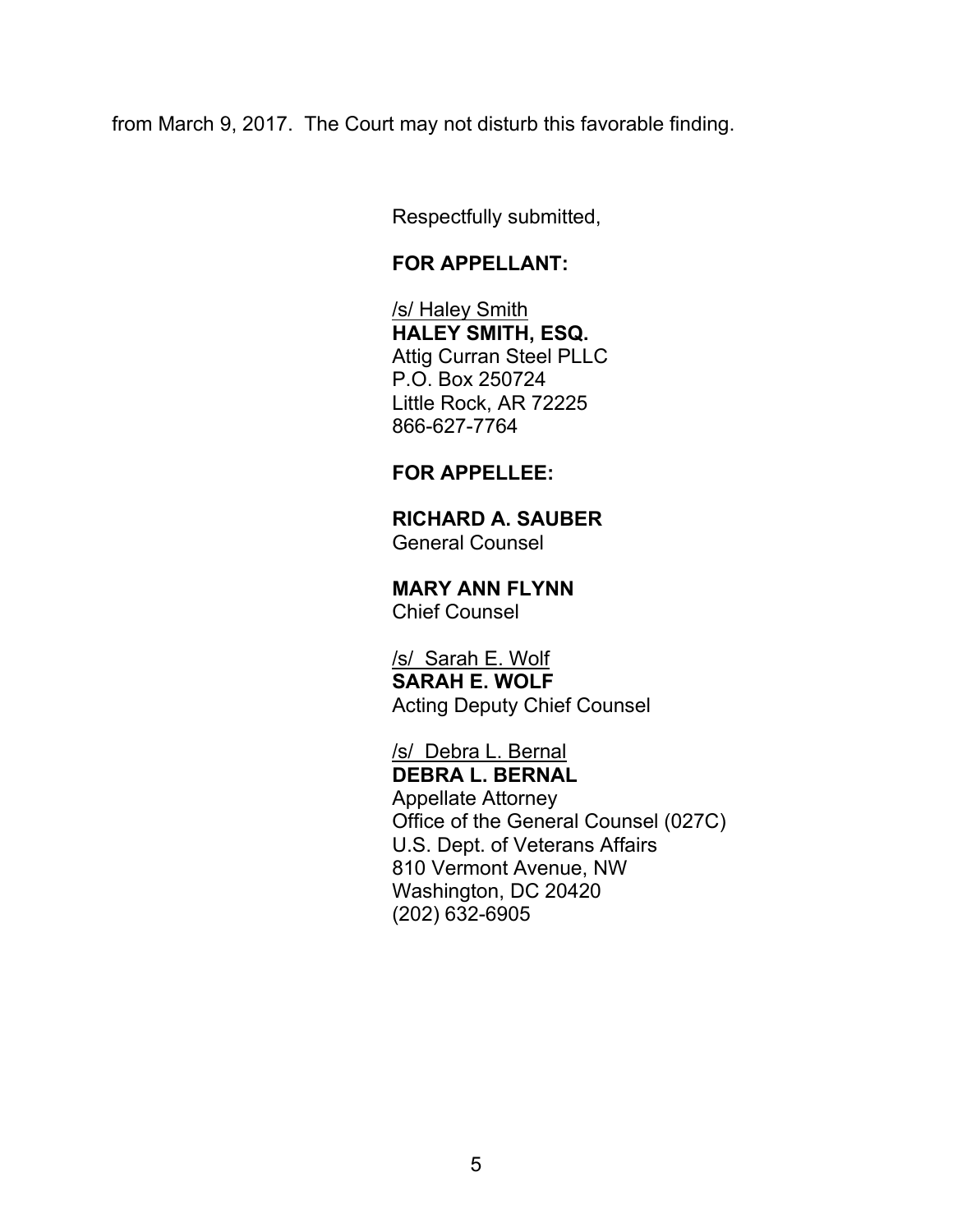from March 9, 2017. The Court may not disturb this favorable finding.

Respectfully submitted,

**FOR APPELLANT:**

/s/ Haley Smith
**HALEY SMITH, ESQ.**
Attig Curran Steel PLLC
P.O. Box 250724
Little Rock, AR 72225
866-627-7764

**FOR APPELLEE:**

**RICHARD A. SAUBER**
General Counsel

**MARY ANN FLYNN**
Chief Counsel

/s/ Sarah E. Wolf
**SARAH E. WOLF**
Acting Deputy Chief Counsel

/s/ Debra L. Bernal
**DEBRA L. BERNAL**
Appellate Attorney
Office of the General Counsel (027C)
U.S. Dept. of Veterans Affairs
810 Vermont Avenue, NW
Washington, DC 20420
(202) 632-6905